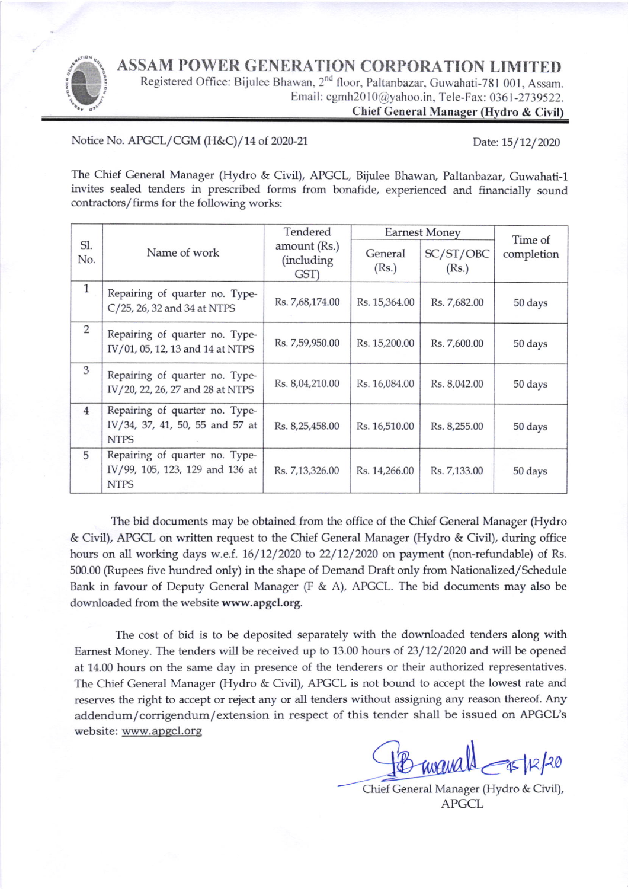# ASSAM POWER GENERATION CORPORATION LIMITED

Registered Office: Bijulee Bhawan, 2nd floor, Paltanbazar, Guwahati-781 001, Assam.
Email: cgmh2010@yahoo.in, Tele-Fax: 0361-2739522.

**Chief General Manager (Hydro & Civil)**

Notice No. APGCL/CGM (H&C)/14 of 2020-21

Date: 15/12/2020

The Chief General Manager (Hydro & Civil), APGCL, Bijulee Bhawan, Paltanbazar, Guwahati-1 invites sealed tenders in prescribed forms from bonafide, experienced and financially sound contractors/firms for the following works:

| Sl. No. | Name of work | Tendered amount (Rs.) (including GST) | Earnest Money | | Time of completion |
|---|---|---|---|---|---|
| | | | General (Rs.) | SC/ST/OBC (Rs.) | |
| 1 | Repairing of quarter no. Type-C/25, 26, 32 and 34 at NTPS | Rs. 7,68,174.00 | Rs. 15,364.00 | Rs. 7,682.00 | 50 days |
| 2 | Repairing of quarter no. Type-IV/01, 05, 12, 13 and 14 at NTPS | Rs. 7,59,950.00 | Rs. 15,200.00 | Rs. 7,600.00 | 50 days |
| 3 | Repairing of quarter no. Type-IV/20, 22, 26, 27 and 28 at NTPS | Rs. 8,04,210.00 | Rs. 16,084.00 | Rs. 8,042.00 | 50 days |
| 4 | Repairing of quarter no. Type-IV/34, 37, 41, 50, 55 and 57 at NTPS | Rs. 8,25,458.00 | Rs. 16,510.00 | Rs. 8,255.00 | 50 days |
| 5 | Repairing of quarter no. Type-IV/99, 105, 123, 129 and 136 at NTPS | Rs. 7,13,326.00 | Rs. 14,266.00 | Rs. 7,133.00 | 50 days |

The bid documents may be obtained from the office of the Chief General Manager (Hydro & Civil), APGCL on written request to the Chief General Manager (Hydro & Civil), during office hours on all working days w.e.f. 16/12/2020 to 22/12/2020 on payment (non-refundable) of Rs. 500.00 (Rupees five hundred only) in the shape of Demand Draft only from Nationalized/Schedule Bank in favour of Deputy General Manager (F & A), APGCL. The bid documents may also be downloaded from the website **www.apgcl.org**.

The cost of bid is to be deposited separately with the downloaded tenders along with Earnest Money. The tenders will be received up to 13.00 hours of 23/12/2020 and will be opened at 14.00 hours on the same day in presence of the tenderers or their authorized representatives. The Chief General Manager (Hydro & Civil), APGCL is not bound to accept the lowest rate and reserves the right to accept or reject any or all tenders without assigning any reason thereof. Any addendum/corrigendum/extension in respect of this tender shall be issued on APGCL's website: www.apgcl.org

15/12/20

Chief General Manager (Hydro & Civil),
APGCL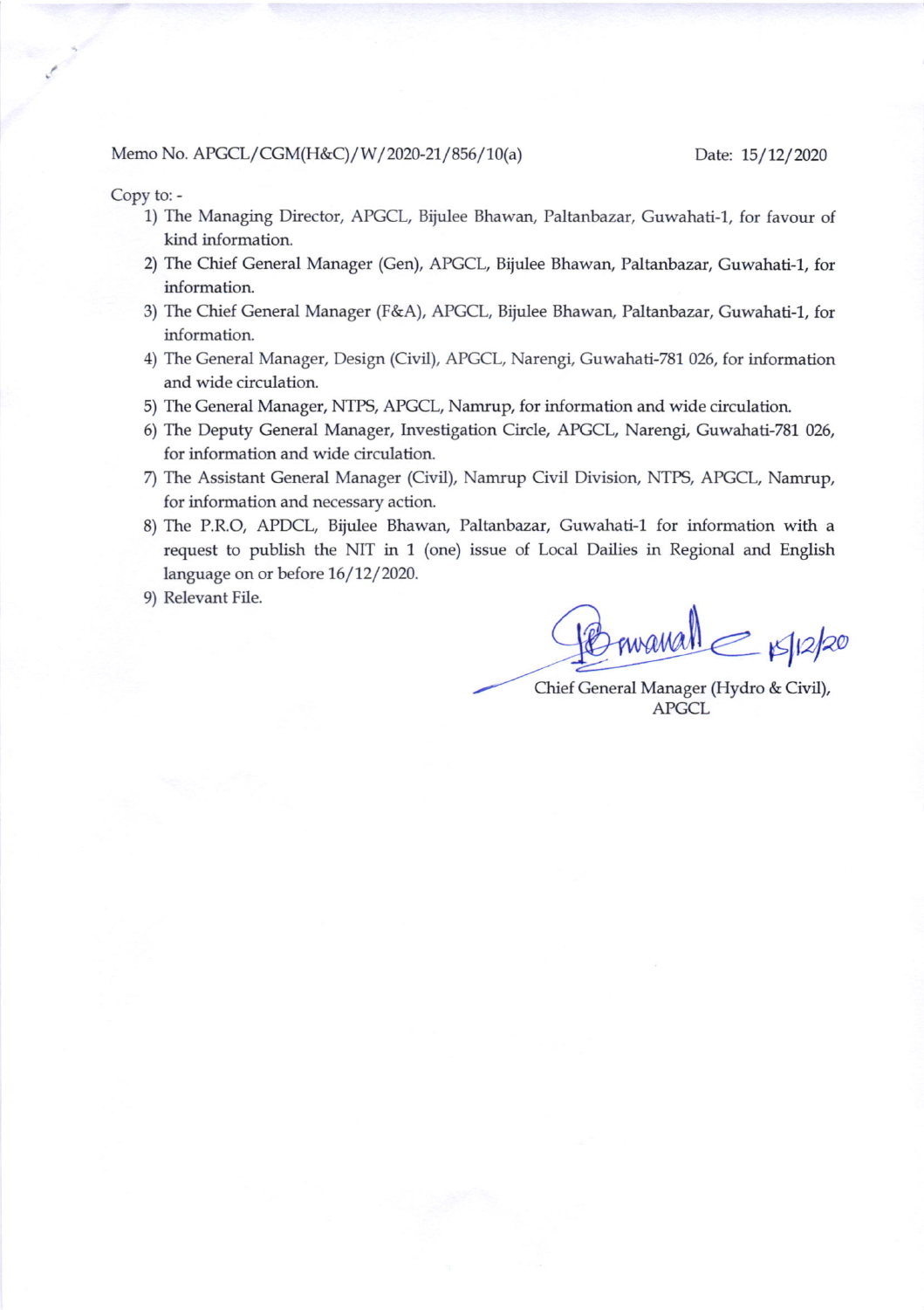Memo No. APGCL/CGM(H&C)/W/2020-21/856/10(a) Date: 15/12/2020

Copy to: -

1) The Managing Director, APGCL, Bijulee Bhawan, Paltanbazar, Guwahati-1, for favour of kind information.
2) The Chief General Manager (Gen), APGCL, Bijulee Bhawan, Paltanbazar, Guwahati-1, for information.
3) The Chief General Manager (F&A), APGCL, Bijulee Bhawan, Paltanbazar, Guwahati-1, for information.
4) The General Manager, Design (Civil), APGCL, Narengi, Guwahati-781 026, for information and wide circulation.
5) The General Manager, NTPS, APGCL, Namrup, for information and wide circulation.
6) The Deputy General Manager, Investigation Circle, APGCL, Narengi, Guwahati-781 026, for information and wide circulation.
7) The Assistant General Manager (Civil), Namrup Civil Division, NTPS, APGCL, Namrup, for information and necessary action.
8) The P.R.O, APDCL, Bijulee Bhawan, Paltanbazar, Guwahati-1 for information with a request to publish the NIT in 1 (one) issue of Local Dailies in Regional and English language on or before 16/12/2020.
9) Relevant File.

15/12/20

Chief General Manager (Hydro & Civil),
APGCL